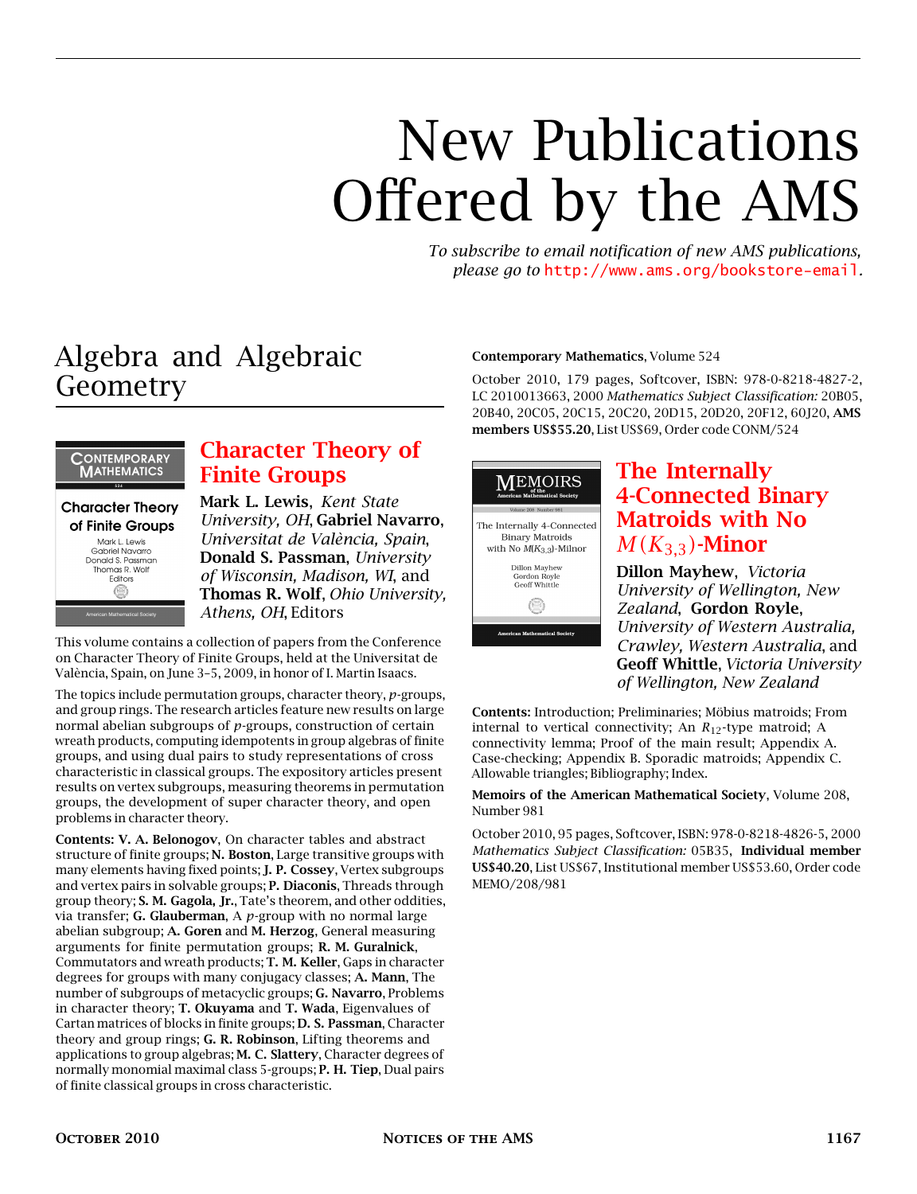# New Publications Offered by the AMS

*To subscribe to email notification of new AMS publications, please go to http://www.ams.org/bookstore-email.*

## Algebra and Algebraic Geometry

### Character Theory of Finite Groups

**Mark L. Lewis**, *Kent State University, OH*, **Gabriel Navarro**, *Universitat de València, Spain*, **Donald S. Passman**, *University of Wisconsin, Madison, WI*, and **Thomas R. Wolf**, *Ohio University, Athens, OH*, Editors

This volume contains a collection of papers from the Conference on Character Theory of Finite Groups, held at the Universitat de València, Spain, on June 3–5, 2009, in honor of I. Martin Isaacs.

The topics include permutation groups, character theory, $p$-groups, and group rings. The research articles feature new results on large normal abelian subgroups of $p$-groups, construction of certain wreath products, computing idempotents in group algebras of finite groups, and using dual pairs to study representations of cross characteristic in classical groups. The expository articles present results on vertex subgroups, measuring theorems in permutation groups, the development of super character theory, and open problems in character theory.

**Contents: V. A. Belonogov**, On character tables and abstract structure of finite groups; **N. Boston**, Large transitive groups with many elements having fixed points; **J. P. Cossey**, Vertex subgroups and vertex pairs in solvable groups; **P. Diaconis**, Threads through group theory; **S. M. Gagola, Jr.**, Tate's theorem, and other oddities, via transfer; **G. Glauberman**, A $p$-group with no normal large abelian subgroup; **A. Goren** and **M. Herzog**, General measuring arguments for finite permutation groups; **R. M. Guralnick**, Commutators and wreath products; **T. M. Keller**, Gaps in character degrees for groups with many conjugacy classes; **A. Mann**, The number of subgroups of metacyclic groups; **G. Navarro**, Problems in character theory; **T. Okuyama** and **T. Wada**, Eigenvalues of Cartan matrices of blocks in finite groups; **D. S. Passman**, Character theory and group rings; **G. R. Robinson**, Lifting theorems and applications to group algebras; **M. C. Slattery**, Character degrees of normally monomial maximal class 5-groups; **P. H. Tiep**, Dual pairs of finite classical groups in cross characteristic.

**Contemporary Mathematics**, Volume 524

October 2010, 179 pages, Softcover, ISBN: 978-0-8218-4827-2, LC 2010013663, 2000 *Mathematics Subject Classification:* 20B05, 20B40, 20C05, 20C15, 20C20, 20D15, 20D20, 20F12, 60J20, **AMS members US$55.20**, List US$69, Order code CONM/524

### The Internally 4-Connected Binary Matroids with No $M(K_{3,3})$-Minor

**Dillon Mayhew**, *Victoria University of Wellington, New Zealand*, **Gordon Royle**, *University of Western Australia, Crawley, Western Australia*, and **Geoff Whittle**, *Victoria University of Wellington, New Zealand*

**Contents:** Introduction; Preliminaries; Möbius matroids; From internal to vertical connectivity; An $R_{12}$-type matroid; A connectivity lemma; Proof of the main result; Appendix A. Case-checking; Appendix B. Sporadic matroids; Appendix C. Allowable triangles; Bibliography; Index.

**Memoirs of the American Mathematical Society**, Volume 208, Number 981

October 2010, 95 pages, Softcover, ISBN: 978-0-8218-4826-5, 2000 *Mathematics Subject Classification:* 05B35, **Individual member US$40.20**, List US$67, Institutional member US$53.60, Order code MEMO/208/981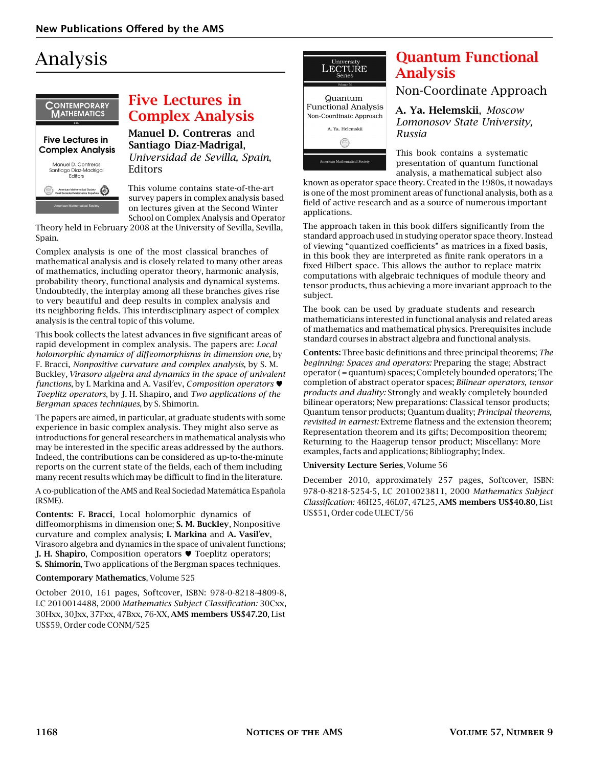# Analysis

## Five Lectures in Complex Analysis

**Manuel D. Contreras** and **Santiago Díaz-Madrigal**, *Universidad de Sevilla, Spain*, Editors

This volume contains state-of-the-art survey papers in complex analysis based on lectures given at the Second Winter School on Complex Analysis and Operator Theory held in February 2008 at the University of Sevilla, Sevilla, Spain.

Complex analysis is one of the most classical branches of mathematical analysis and is closely related to many other areas of mathematics, including operator theory, harmonic analysis, probability theory, functional analysis and dynamical systems. Undoubtedly, the interplay among all these branches gives rise to very beautiful and deep results in complex analysis and its neighboring fields. This interdisciplinary aspect of complex analysis is the central topic of this volume.

This book collects the latest advances in five significant areas of rapid development in complex analysis. The papers are: *Local holomorphic dynamics of diffeomorphisms in dimension one*, by F. Bracci, *Nonpositive curvature and complex analysis*, by S. M. Buckley, *Virasoro algebra and dynamics in the space of univalent functions*, by I. Markina and A. Vasil'ev, *Composition operators ♥ Toeplitz operators*, by J. H. Shapiro, and *Two applications of the Bergman spaces techniques*, by S. Shimorin.

The papers are aimed, in particular, at graduate students with some experience in basic complex analysis. They might also serve as introductions for general researchers in mathematical analysis who may be interested in the specific areas addressed by the authors. Indeed, the contributions can be considered as up-to-the-minute reports on the current state of the fields, each of them including many recent results which may be difficult to find in the literature.

A co-publication of the AMS and Real Sociedad Matemática Española (RSME).

**Contents: F. Bracci**, Local holomorphic dynamics of diffeomorphisms in dimension one; **S. M. Buckley**, Nonpositive curvature and complex analysis; **I. Markina** and **A. Vasil'ev**, Virasoro algebra and dynamics in the space of univalent functions; **J. H. Shapiro**, Composition operators ♥ Toeplitz operators; **S. Shimorin**, Two applications of the Bergman spaces techniques.

**Contemporary Mathematics**, Volume 525

October 2010, 161 pages, Softcover, ISBN: 978-0-8218-4809-8, LC 2010014488, 2000 *Mathematics Subject Classification:* 30Cxx, 30Hxx, 30Jxx, 37Fxx, 47Bxx, 76-XX, **AMS members US$47.20**, List US$59, Order code CONM/525

## Quantum Functional Analysis

### Non-Coordinate Approach

**A. Ya. Helemskii**, *Moscow Lomonosov State University, Russia*

This book contains a systematic presentation of quantum functional analysis, a mathematical subject also known as operator space theory. Created in the 1980s, it nowadays is one of the most prominent areas of functional analysis, both as a field of active research and as a source of numerous important applications.

The approach taken in this book differs significantly from the standard approach used in studying operator space theory. Instead of viewing "quantized coefficients" as matrices in a fixed basis, in this book they are interpreted as finite rank operators in a fixed Hilbert space. This allows the author to replace matrix computations with algebraic techniques of module theory and tensor products, thus achieving a more invariant approach to the subject.

The book can be used by graduate students and research mathematicians interested in functional analysis and related areas of mathematics and mathematical physics. Prerequisites include standard courses in abstract algebra and functional analysis.

**Contents:** Three basic definitions and three principal theorems; *The beginning: Spaces and operators:* Preparing the stage; Abstract operator (= quantum) spaces; Completely bounded operators; The completion of abstract operator spaces; *Bilinear operators, tensor products and duality:* Strongly and weakly completely bounded bilinear operators; New preparations: Classical tensor products; Quantum tensor products; Quantum duality; *Principal theorems, revisited in earnest:* Extreme flatness and the extension theorem; Representation theorem and its gifts; Decomposition theorem; Returning to the Haagerup tensor product; Miscellany: More examples, facts and applications; Bibliography; Index.

**University Lecture Series**, Volume 56

December 2010, approximately 257 pages, Softcover, ISBN: 978-0-8218-5254-5, LC 2010023811, 2000 *Mathematics Subject Classification:* 46H25, 46L07, 47L25, **AMS members US$40.80**, List US$51, Order code ULECT/56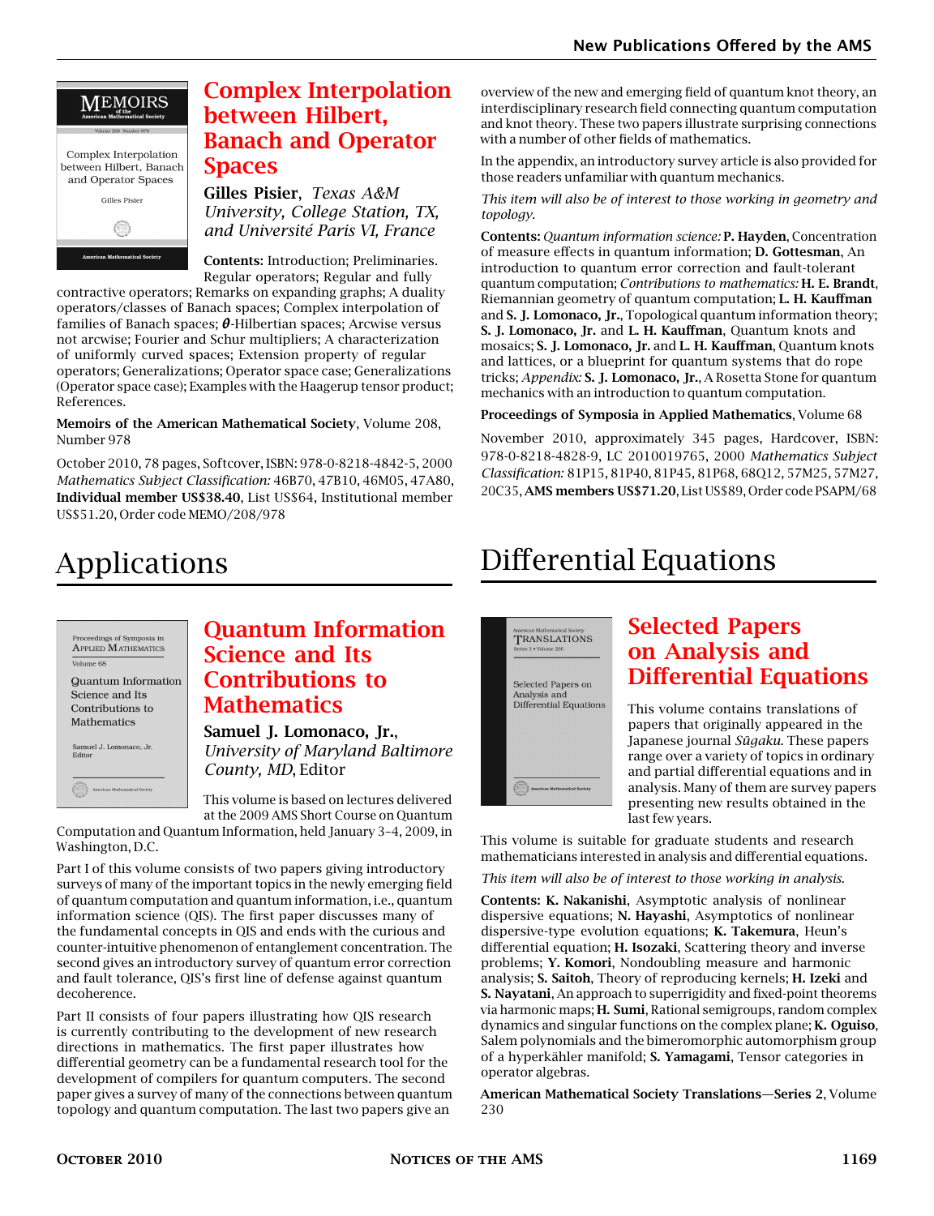## Complex Interpolation between Hilbert, Banach and Operator Spaces

**Gilles Pisier**, *Texas A&M University, College Station, TX, and Université Paris VI, France*

**Contents:** Introduction; Preliminaries. Regular operators; Regular and fully contractive operators; Remarks on expanding graphs; A duality operators/classes of Banach spaces; Complex interpolation of families of Banach spaces; $\theta$-Hilbertian spaces; Arcwise versus not arcwise; Fourier and Schur multipliers; A characterization of uniformly curved spaces; Extension property of regular operators; Generalizations; Operator space case; Generalizations (Operator space case); Examples with the Haagerup tensor product; References.

**Memoirs of the American Mathematical Society**, Volume 208, Number 978

October 2010, 78 pages, Softcover, ISBN: 978-0-8218-4842-5, 2000 *Mathematics Subject Classification:* 46B70, 47B10, 46M05, 47A80, **Individual member US$38.40**, List US$64, Institutional member US$51.20, Order code MEMO/208/978

# Applications

## Quantum Information Science and Its Contributions to Mathematics

**Samuel J. Lomonaco, Jr.**, *University of Maryland Baltimore County, MD*, Editor

This volume is based on lectures delivered at the 2009 AMS Short Course on Quantum Computation and Quantum Information, held January 3–4, 2009, in Washington, D.C.

Part I of this volume consists of two papers giving introductory surveys of many of the important topics in the newly emerging field of quantum computation and quantum information, i.e., quantum information science (QIS). The first paper discusses many of the fundamental concepts in QIS and ends with the curious and counter-intuitive phenomenon of entanglement concentration. The second gives an introductory survey of quantum error correction and fault tolerance, QIS's first line of defense against quantum decoherence.

Part II consists of four papers illustrating how QIS research is currently contributing to the development of new research directions in mathematics. The first paper illustrates how differential geometry can be a fundamental research tool for the development of compilers for quantum computers. The second paper gives a survey of many of the connections between quantum topology and quantum computation. The last two papers give an overview of the new and emerging field of quantum knot theory, an interdisciplinary research field connecting quantum computation and knot theory. These two papers illustrate surprising connections with a number of other fields of mathematics.

In the appendix, an introductory survey article is also provided for those readers unfamiliar with quantum mechanics.

*This item will also be of interest to those working in geometry and topology.*

**Contents:** *Quantum information science:* **P. Hayden**, Concentration of measure effects in quantum information; **D. Gottesman**, An introduction to quantum error correction and fault-tolerant quantum computation; *Contributions to mathematics:* **H. E. Brandt**, Riemannian geometry of quantum computation; **L. H. Kauffman** and **S. J. Lomonaco, Jr.**, Topological quantum information theory; **S. J. Lomonaco, Jr.** and **L. H. Kauffman**, Quantum knots and mosaics; **S. J. Lomonaco, Jr.** and **L. H. Kauffman**, Quantum knots and lattices, or a blueprint for quantum systems that do rope tricks; *Appendix:* **S. J. Lomonaco, Jr.**, A Rosetta Stone for quantum mechanics with an introduction to quantum computation.

**Proceedings of Symposia in Applied Mathematics**, Volume 68

November 2010, approximately 345 pages, Hardcover, ISBN: 978-0-8218-4828-9, LC 2010019765, 2000 *Mathematics Subject Classification:* 81P15, 81P40, 81P45, 81P68, 68Q12, 57M25, 57M27, 20C35, **AMS members US$71.20**, List US$89, Order code PSAPM/68

# Differential Equations

## Selected Papers on Analysis and Differential Equations

This volume contains translations of papers that originally appeared in the Japanese journal *Sūgaku*. These papers range over a variety of topics in ordinary and partial differential equations and in analysis. Many of them are survey papers presenting new results obtained in the last few years.

This volume is suitable for graduate students and research mathematicians interested in analysis and differential equations.

*This item will also be of interest to those working in analysis.*

**Contents:** **K. Nakanishi**, Asymptotic analysis of nonlinear dispersive equations; **N. Hayashi**, Asymptotics of nonlinear dispersive-type evolution equations; **K. Takemura**, Heun's differential equation; **H. Isozaki**, Scattering theory and inverse problems; **Y. Komori**, Nondoubling measure and harmonic analysis; **S. Saitoh**, Theory of reproducing kernels; **H. Izeki** and **S. Nayatani**, An approach to superrigidity and fixed-point theorems via harmonic maps; **H. Sumi**, Rational semigroups, random complex dynamics and singular functions on the complex plane; **K. Oguiso**, Salem polynomials and the bimeromorphic automorphism group of a hyperkähler manifold; **S. Yamagami**, Tensor categories in operator algebras.

**American Mathematical Society Translations—Series 2**, Volume 230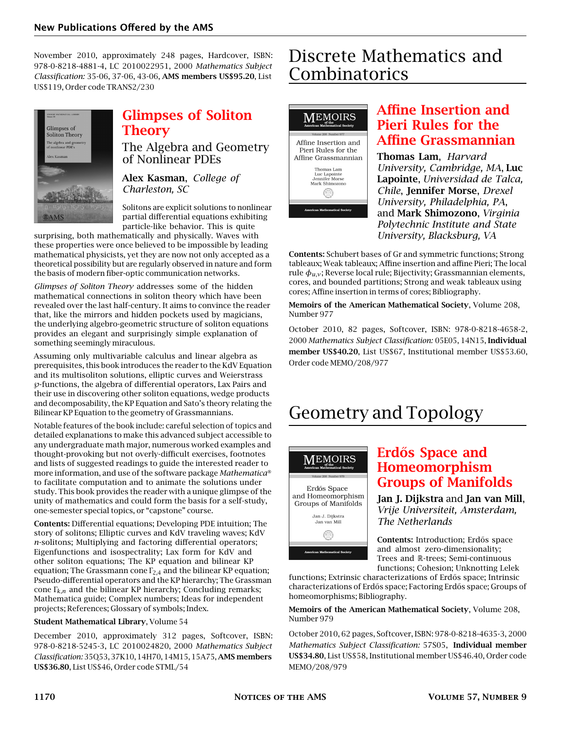November 2010, approximately 248 pages, Hardcover, ISBN: 978-0-8218-4881-4, LC 2010022951, 2000 *Mathematics Subject Classification:* 35-06, 37-06, 43-06, **AMS members US$95.20**, List US$119, Order code TRANS2/230

## Glimpses of Soliton Theory

### The Algebra and Geometry of Nonlinear PDEs

**Alex Kasman**, *College of Charleston, SC*

Solitons are explicit solutions to nonlinear partial differential equations exhibiting particle-like behavior. This is quite surprising, both mathematically and physically. Waves with these properties were once believed to be impossible by leading mathematical physicists, yet they are now not only accepted as a theoretical possibility but are regularly observed in nature and form the basis of modern fiber-optic communication networks.

*Glimpses of Soliton Theory* addresses some of the hidden mathematical connections in soliton theory which have been revealed over the last half-century. It aims to convince the reader that, like the mirrors and hidden pockets used by magicians, the underlying algebro-geometric structure of soliton equations provides an elegant and surprisingly simple explanation of something seemingly miraculous.

Assuming only multivariable calculus and linear algebra as prerequisites, this book introduces the reader to the KdV Equation and its multisoliton solutions, elliptic curves and Weierstrass $\wp$-functions, the algebra of differential operators, Lax Pairs and their use in discovering other soliton equations, wedge products and decomposability, the KP Equation and Sato's theory relating the Bilinear KP Equation to the geometry of Grassmannians.

Notable features of the book include: careful selection of topics and detailed explanations to make this advanced subject accessible to any undergraduate math major, numerous worked examples and thought-provoking but not overly-difficult exercises, footnotes and lists of suggested readings to guide the interested reader to more information, and use of the software package *Mathematica*® to facilitate computation and to animate the solutions under study. This book provides the reader with a unique glimpse of the unity of mathematics and could form the basis for a self-study, one-semester special topics, or "capstone" course.

**Contents:** Differential equations; Developing PDE intuition; The story of solitons; Elliptic curves and KdV traveling waves; KdV $n$-solitons; Multiplying and factoring differential operators; Eigenfunctions and isospectrality; Lax form for KdV and other soliton equations; The KP equation and bilinear KP equation; The Grassmann cone $\Gamma_{2,4}$ and the bilinear KP equation; Pseudo-differential operators and the KP hierarchy; The Grassman cone $\Gamma_{k,n}$ and the bilinear KP hierarchy; Concluding remarks; Mathematica guide; Complex numbers; Ideas for independent projects; References; Glossary of symbols; Index.

**Student Mathematical Library**, Volume 54

December 2010, approximately 312 pages, Softcover, ISBN: 978-0-8218-5245-3, LC 2010024820, 2000 *Mathematics Subject Classification:* 35Q53, 37K10, 14H70, 14M15, 15A75, **AMS members US$36.80**, List US$46, Order code STML/54

# Discrete Mathematics and Combinatorics

## Affine Insertion and Pieri Rules for the Affine Grassmannian

**Thomas Lam**, *Harvard University, Cambridge, MA*, **Luc Lapointe**, *Universidad de Talca, Chile*, **Jennifer Morse**, *Drexel University, Philadelphia, PA*, and **Mark Shimozono**, *Virginia Polytechnic Institute and State University, Blacksburg, VA*

**Contents:** Schubert bases of Gr and symmetric functions; Strong tableaux; Weak tableaux; Affine insertion and affine Pieri; The local rule $\phi_{u,v}$; Reverse local rule; Bijectivity; Grassmannian elements, cores, and bounded partitions; Strong and weak tableaux using cores; Affine insertion in terms of cores; Bibliography.

**Memoirs of the American Mathematical Society**, Volume 208, Number 977

October 2010, 82 pages, Softcover, ISBN: 978-0-8218-4658-2, 2000 *Mathematics Subject Classification:* 05E05, 14N15, **Individual member US$40.20**, List US$67, Institutional member US$53.60, Order code MEMO/208/977

# Geometry and Topology

## Erdős Space and Homeomorphism Groups of Manifolds

**Jan J. Dijkstra** and **Jan van Mill**, *Vrije Universiteit, Amsterdam, The Netherlands*

**Contents:** Introduction; Erdős space and almost zero-dimensionality; Trees and $\mathbb{R}$-trees; Semi-continuous functions; Cohesion; Unknotting Lelek functions; Extrinsic characterizations of Erdős space; Intrinsic characterizations of Erdős space; Factoring Erdős space; Groups of homeomorphisms; Bibliography.

**Memoirs of the American Mathematical Society**, Volume 208, Number 979

October 2010, 62 pages, Softcover, ISBN: 978-0-8218-4635-3, 2000 *Mathematics Subject Classification:* 57S05, **Individual member US$34.80**, List US$58, Institutional member US$46.40, Order code MEMO/208/979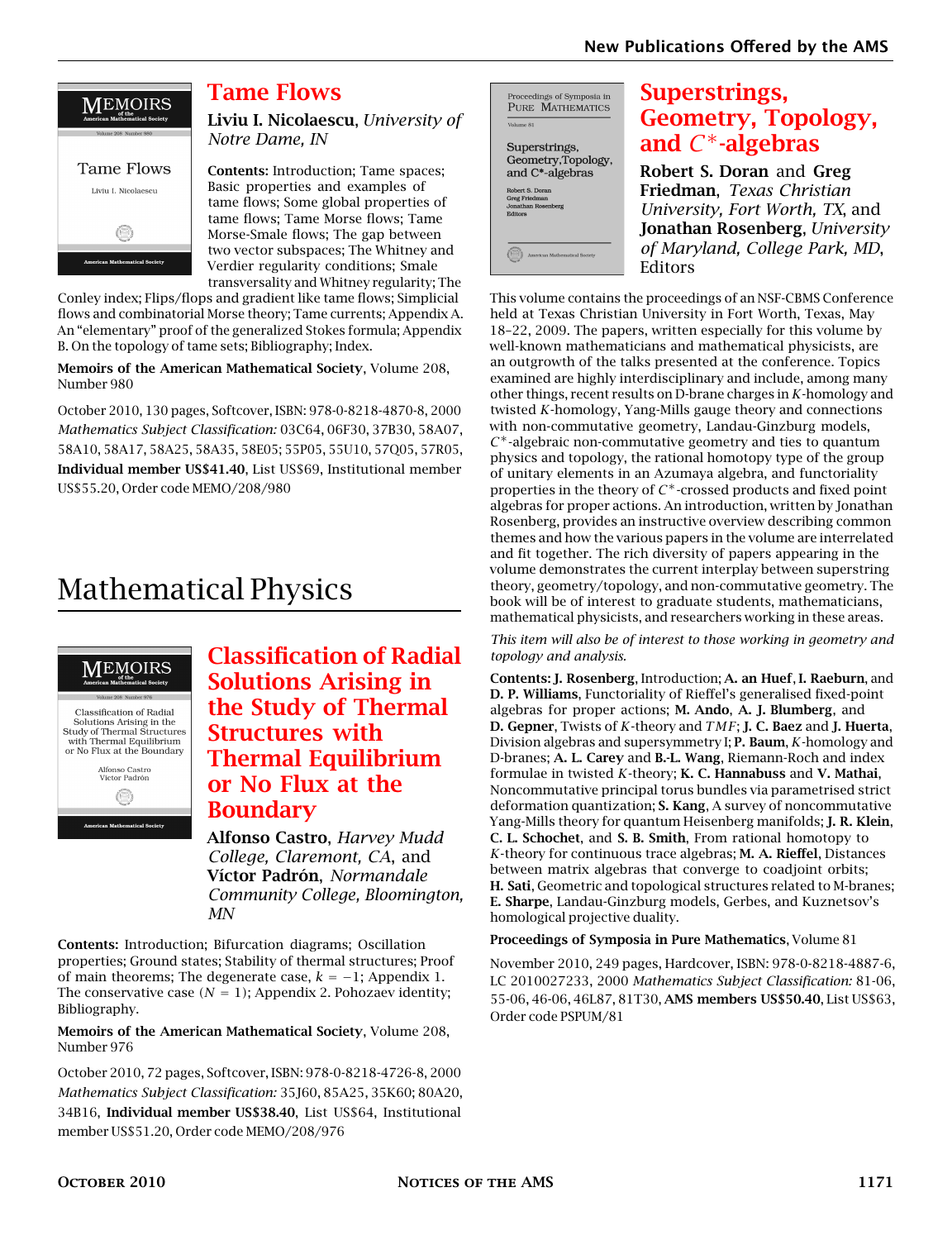## Tame Flows

**Liviu I. Nicolaescu**, *University of Notre Dame, IN*

**Contents:** Introduction; Tame spaces; Basic properties and examples of tame flows; Some global properties of tame flows; Tame Morse flows; Tame Morse-Smale flows; The gap between two vector subspaces; The Whitney and Verdier regularity conditions; Smale transversality and Whitney regularity; The Conley index; Flips/flops and gradient like tame flows; Simplicial flows and combinatorial Morse theory; Tame currents; Appendix A. An "elementary" proof of the generalized Stokes formula; Appendix B. On the topology of tame sets; Bibliography; Index.

**Memoirs of the American Mathematical Society**, Volume 208, Number 980

October 2010, 130 pages, Softcover, ISBN: 978-0-8218-4870-8, 2000 *Mathematics Subject Classification:* 03C64, 06F30, 37B30, 58A07, 58A10, 58A17, 58A25, 58A35, 58E05; 55P05, 55U10, 57Q05, 57R05, **Individual member US$41.40**, List US$69, Institutional member US$55.20, Order code MEMO/208/980

# Mathematical Physics

## Classification of Radial Solutions Arising in the Study of Thermal Structures with Thermal Equilibrium or No Flux at the Boundary

**Alfonso Castro**, *Harvey Mudd College, Claremont, CA*, and **Víctor Padrón**, *Normandale Community College, Bloomington, MN*

**Contents:** Introduction; Bifurcation diagrams; Oscillation properties; Ground states; Stability of thermal structures; Proof of main theorems; The degenerate case, $k = -1$; Appendix 1. The conservative case ($N = 1$); Appendix 2. Pohozaev identity; Bibliography.

**Memoirs of the American Mathematical Society**, Volume 208, Number 976

October 2010, 72 pages, Softcover, ISBN: 978-0-8218-4726-8, 2000 *Mathematics Subject Classification:* 35J60, 85A25, 35K60; 80A20, 34B16, **Individual member US$38.40**, List US$64, Institutional member US$51.20, Order code MEMO/208/976

## Superstrings, Geometry, Topology, and $C^*$-algebras

**Robert S. Doran** and **Greg Friedman**, *Texas Christian University, Fort Worth, TX*, and **Jonathan Rosenberg**, *University of Maryland, College Park, MD*, Editors

This volume contains the proceedings of an NSF-CBMS Conference held at Texas Christian University in Fort Worth, Texas, May 18–22, 2009. The papers, written especially for this volume by well-known mathematicians and mathematical physicists, are an outgrowth of the talks presented at the conference. Topics examined are highly interdisciplinary and include, among many other things, recent results on D-brane charges in $K$-homology and twisted $K$-homology, Yang-Mills gauge theory and connections with non-commutative geometry, Landau-Ginzburg models, $C^*$-algebraic non-commutative geometry and ties to quantum physics and topology, the rational homotopy type of the group of unitary elements in an Azumaya algebra, and functoriality properties in the theory of $C^*$-crossed products and fixed point algebras for proper actions. An introduction, written by Jonathan Rosenberg, provides an instructive overview describing common themes and how the various papers in the volume are interrelated and fit together. The rich diversity of papers appearing in the volume demonstrates the current interplay between superstring theory, geometry/topology, and non-commutative geometry. The book will be of interest to graduate students, mathematicians, mathematical physicists, and researchers working in these areas.

*This item will also be of interest to those working in geometry and topology and analysis.*

**Contents: J. Rosenberg**, Introduction; **A. an Huef**, **I. Raeburn**, and **D. P. Williams**, Functoriality of Rieffel's generalised fixed-point algebras for proper actions; **M. Ando**, **A. J. Blumberg**, and **D. Gepner**, Twists of $K$-theory and $TMF$; **J. C. Baez** and **J. Huerta**, Division algebras and supersymmetry I; **P. Baum**, $K$-homology and D-branes; **A. L. Carey** and **B.-L. Wang**, Riemann-Roch and index formulae in twisted $K$-theory; **K. C. Hannabuss** and **V. Mathai**, Noncommutative principal torus bundles via parametrised strict deformation quantization; **S. Kang**, A survey of noncommutative Yang-Mills theory for quantum Heisenberg manifolds; **J. R. Klein**, **C. L. Schochet**, and **S. B. Smith**, From rational homotopy to $K$-theory for continuous trace algebras; **M. A. Rieffel**, Distances between matrix algebras that converge to coadjoint orbits; **H. Sati**, Geometric and topological structures related to M-branes; **E. Sharpe**, Landau-Ginzburg models, Gerbes, and Kuznetsov's homological projective duality.

**Proceedings of Symposia in Pure Mathematics**, Volume 81

November 2010, 249 pages, Hardcover, ISBN: 978-0-8218-4887-6, LC 2010027233, 2000 *Mathematics Subject Classification:* 81-06, 55-06, 46-06, 46L87, 81T30, **AMS members US$50.40**, List US$63, Order code PSPUM/81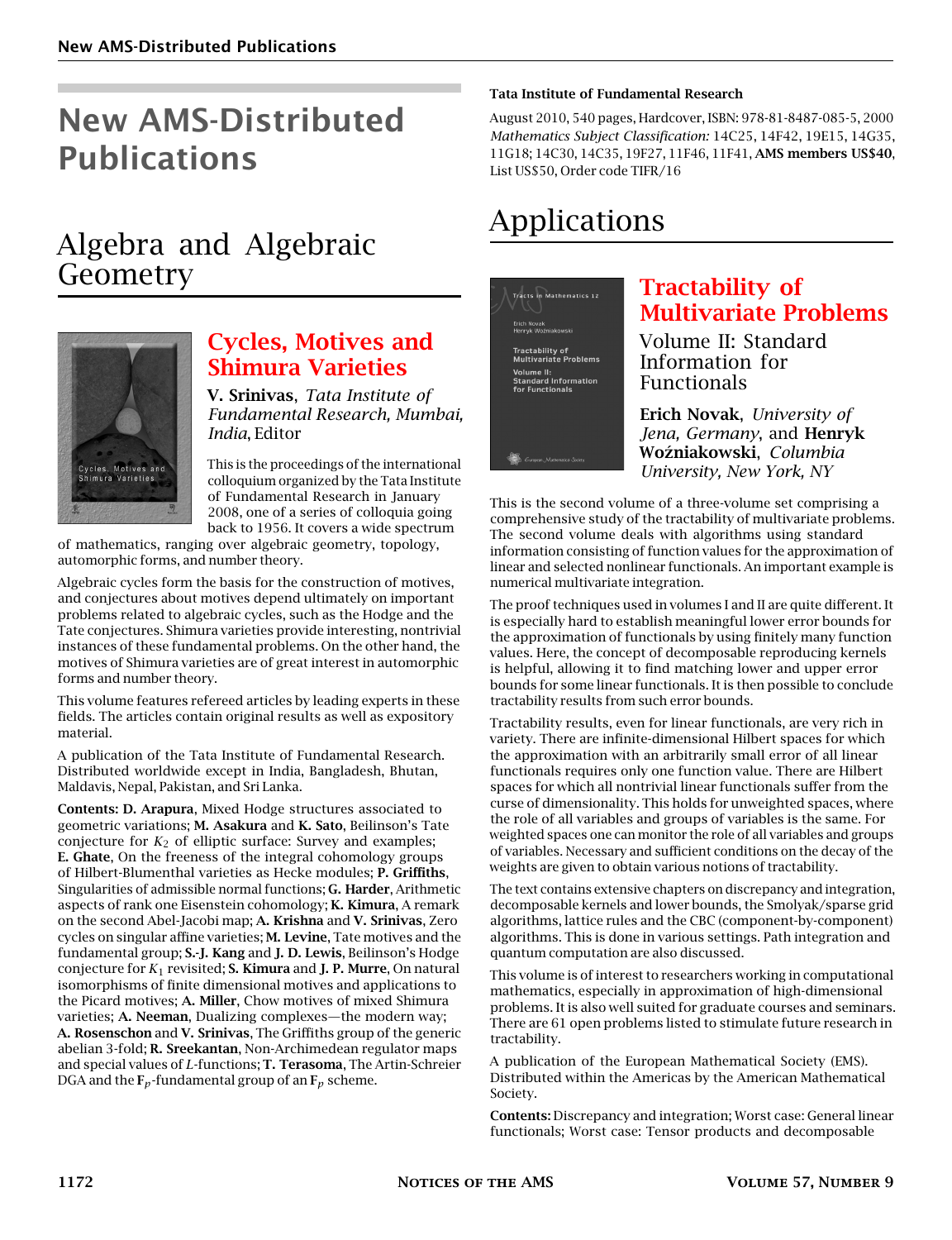# New AMS-Distributed Publications

## Algebra and Algebraic Geometry

### Cycles, Motives and Shimura Varieties

**V. Srinivas**, *Tata Institute of Fundamental Research, Mumbai, India*, Editor

This is the proceedings of the international colloquium organized by the Tata Institute of Fundamental Research in January 2008, one of a series of colloquia going back to 1956. It covers a wide spectrum of mathematics, ranging over algebraic geometry, topology, automorphic forms, and number theory.

Algebraic cycles form the basis for the construction of motives, and conjectures about motives depend ultimately on important problems related to algebraic cycles, such as the Hodge and the Tate conjectures. Shimura varieties provide interesting, nontrivial instances of these fundamental problems. On the other hand, the motives of Shimura varieties are of great interest in automorphic forms and number theory.

This volume features refereed articles by leading experts in these fields. The articles contain original results as well as expository material.

A publication of the Tata Institute of Fundamental Research. Distributed worldwide except in India, Bangladesh, Bhutan, Maldavis, Nepal, Pakistan, and Sri Lanka.

**Contents: D. Arapura**, Mixed Hodge structures associated to geometric variations; **M. Asakura** and **K. Sato**, Beilinson's Tate conjecture for $K_2$ of elliptic surface: Survey and examples; **E. Ghate**, On the freeness of the integral cohomology groups of Hilbert-Blumenthal varieties as Hecke modules; **P. Griffiths**, Singularities of admissible normal functions; **G. Harder**, Arithmetic aspects of rank one Eisenstein cohomology; **K. Kimura**, A remark on the second Abel-Jacobi map; **A. Krishna** and **V. Srinivas**, Zero cycles on singular affine varieties; **M. Levine**, Tate motives and the fundamental group; **S.-J. Kang** and **J. D. Lewis**, Beilinson's Hodge conjecture for $K_1$ revisited; **S. Kimura** and **J. P. Murre**, On natural isomorphisms of finite dimensional motives and applications to the Picard motives; **A. Miller**, Chow motives of mixed Shimura varieties; **A. Neeman**, Dualizing complexes—the modern way; **A. Rosenschon** and **V. Srinivas**, The Griffiths group of the generic abelian 3-fold; **R. Sreekantan**, Non-Archimedean regulator maps and special values of $L$-functions; **T. Terasoma**, The Artin-Schreier DGA and the $\mathbf{F}_p$-fundamental group of an $\mathbf{F}_p$ scheme.

**Tata Institute of Fundamental Research**

August 2010, 540 pages, Hardcover, ISBN: 978-81-8487-085-5, 2000 *Mathematics Subject Classification:* 14C25, 14F42, 19E15, 14G35, 11G18; 14C30, 14C35, 19F27, 11F46, 11F41, **AMS members US$40**, List US$50, Order code TIFR/16

## Applications

### Tractability of Multivariate Problems

Volume II: Standard Information for Functionals

**Erich Novak**, *University of Jena, Germany*, and **Henryk Woźniakowski**, *Columbia University, New York, NY*

This is the second volume of a three-volume set comprising a comprehensive study of the tractability of multivariate problems. The second volume deals with algorithms using standard information consisting of function values for the approximation of linear and selected nonlinear functionals. An important example is numerical multivariate integration.

The proof techniques used in volumes I and II are quite different. It is especially hard to establish meaningful lower error bounds for the approximation of functionals by using finitely many function values. Here, the concept of decomposable reproducing kernels is helpful, allowing it to find matching lower and upper error bounds for some linear functionals. It is then possible to conclude tractability results from such error bounds.

Tractability results, even for linear functionals, are very rich in variety. There are infinite-dimensional Hilbert spaces for which the approximation with an arbitrarily small error of all linear functionals requires only one function value. There are Hilbert spaces for which all nontrivial linear functionals suffer from the curse of dimensionality. This holds for unweighted spaces, where the role of all variables and groups of variables is the same. For weighted spaces one can monitor the role of all variables and groups of variables. Necessary and sufficient conditions on the decay of the weights are given to obtain various notions of tractability.

The text contains extensive chapters on discrepancy and integration, decomposable kernels and lower bounds, the Smolyak/sparse grid algorithms, lattice rules and the CBC (component-by-component) algorithms. This is done in various settings. Path integration and quantum computation are also discussed.

This volume is of interest to researchers working in computational mathematics, especially in approximation of high-dimensional problems. It is also well suited for graduate courses and seminars. There are 61 open problems listed to stimulate future research in tractability.

A publication of the European Mathematical Society (EMS). Distributed within the Americas by the American Mathematical Society.

**Contents:** Discrepancy and integration; Worst case: General linear functionals; Worst case: Tensor products and decomposable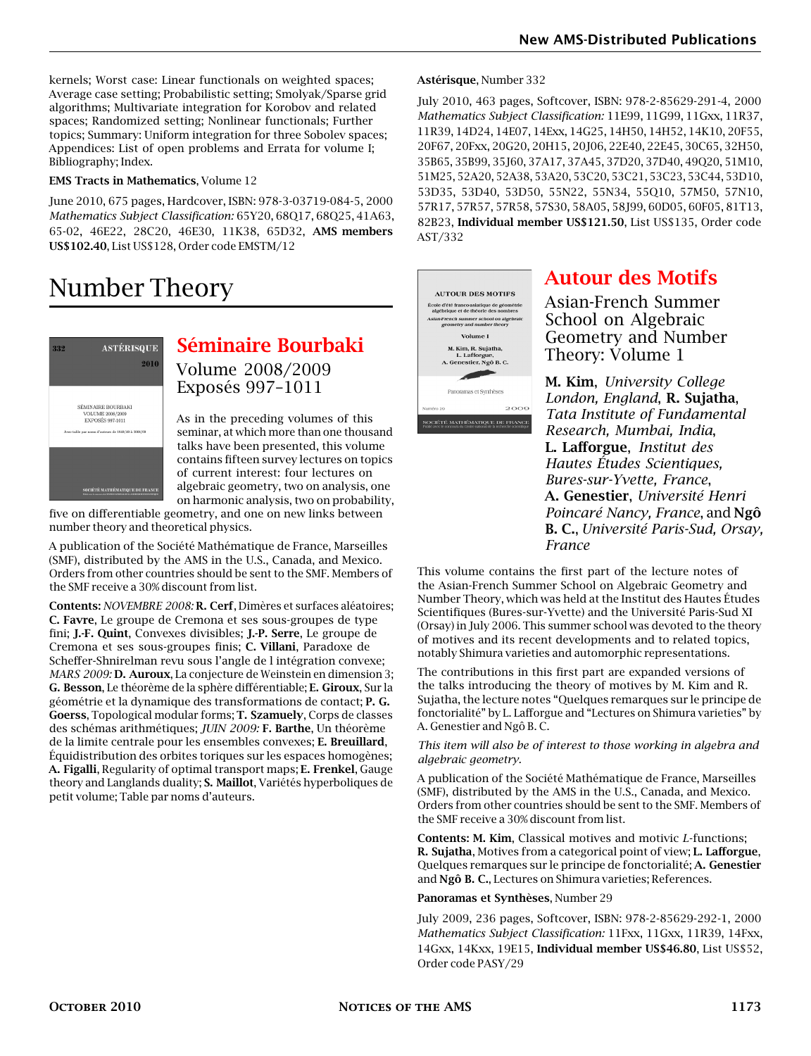kernels; Worst case: Linear functionals on weighted spaces; Average case setting; Probabilistic setting; Smolyak/Sparse grid algorithms; Multivariate integration for Korobov and related spaces; Randomized setting; Nonlinear functionals; Further topics; Summary: Uniform integration for three Sobolev spaces; Appendices: List of open problems and Errata for volume I; Bibliography; Index.

**EMS Tracts in Mathematics**, Volume 12

June 2010, 675 pages, Hardcover, ISBN: 978-3-03719-084-5, 2000 *Mathematics Subject Classification:* 65Y20, 68Q17, 68Q25, 41A63, 65-02, 46E22, 28C20, 46E30, 11K38, 65D32, **AMS members US$102.40**, List US$128, Order code EMSTM/12

# Number Theory

## Séminaire Bourbaki

### Volume 2008/2009 Exposés 997–1011

As in the preceding volumes of this seminar, at which more than one thousand talks have been presented, this volume contains fifteen survey lectures on topics of current interest: four lectures on algebraic geometry, two on analysis, one on harmonic analysis, two on probability, five on differentiable geometry, and one on new links between number theory and theoretical physics.

A publication of the Société Mathématique de France, Marseilles (SMF), distributed by the AMS in the U.S., Canada, and Mexico. Orders from other countries should be sent to the SMF. Members of the SMF receive a 30% discount from list.

**Contents:** *NOVEMBRE 2008:* **R. Cerf**, Dimères et surfaces aléatoires; **C. Favre**, Le groupe de Cremona et ses sous-groupes de type fini; **J.-F. Quint**, Convexes divisibles; **J.-P. Serre**, Le groupe de Cremona et ses sous-groupes finis; **C. Villani**, Paradoxe de Scheffer-Shnirelman revu sous l'angle de l intégration convexe; *MARS 2009:* **D. Auroux**, La conjecture de Weinstein en dimension 3; **G. Besson**, Le théorème de la sphère différentiable; **E. Giroux**, Sur la géométrie et la dynamique des transformations de contact; **P. G. Goerss**, Topological modular forms; **T. Szamuely**, Corps de classes des schémas arithmétiques; *JUIN 2009:* **F. Barthe**, Un théorème de la limite centrale pour les ensembles convexes; **E. Breuillard**, Équidistribution des orbites toriques sur les espaces homogènes; **A. Figalli**, Regularity of optimal transport maps; **E. Frenkel**, Gauge theory and Langlands duality; **S. Maillot**, Variétés hyperboliques de petit volume; Table par noms d'auteurs.

**Astérisque**, Number 332

July 2010, 463 pages, Softcover, ISBN: 978-2-85629-291-4, 2000 *Mathematics Subject Classification:* 11E99, 11G99, 11Gxx, 11R37, 11R39, 14D24, 14E07, 14Exx, 14G25, 14H50, 14H52, 14K10, 20F55, 20F67, 20Fxx, 20G20, 20H15, 20J06, 22E40, 22E45, 30C65, 32H50, 35B65, 35B99, 35J60, 37A17, 37A45, 37D20, 37D40, 49Q20, 51M10, 51M25, 52A20, 52A38, 53A20, 53C20, 53C21, 53C23, 53C44, 53D10, 53D35, 53D40, 53D50, 55N22, 55N34, 55Q10, 57M50, 57N10, 57R17, 57R57, 57R58, 57S30, 58A05, 58J99, 60D05, 60F05, 81T13, 82B23, **Individual member US$121.50**, List US$135, Order code AST/332

## Autour des Motifs

### Asian-French Summer School on Algebraic Geometry and Number Theory: Volume 1

**M. Kim**, *University College London, England*, **R. Sujatha**, *Tata Institute of Fundamental Research, Mumbai, India*, **L. Lafforgue**, *Institut des Hautes Études Scientiques, Bures-sur-Yvette, France*, **A. Genestier**, *Université Henri Poincaré Nancy, France*, and **Ngô B. C.**, *Université Paris-Sud, Orsay, France*

This volume contains the first part of the lecture notes of the Asian-French Summer School on Algebraic Geometry and Number Theory, which was held at the Institut des Hautes Études Scientifiques (Bures-sur-Yvette) and the Université Paris-Sud XI (Orsay) in July 2006. This summer school was devoted to the theory of motives and its recent developments and to related topics, notably Shimura varieties and automorphic representations.

The contributions in this first part are expanded versions of the talks introducing the theory of motives by M. Kim and R. Sujatha, the lecture notes "Quelques remarques sur le principe de fonctorialité" by L. Lafforgue and "Lectures on Shimura varieties" by A. Genestier and Ngô B. C.

*This item will also be of interest to those working in algebra and algebraic geometry.*

A publication of the Société Mathématique de France, Marseilles (SMF), distributed by the AMS in the U.S., Canada, and Mexico. Orders from other countries should be sent to the SMF. Members of the SMF receive a 30% discount from list.

**Contents:** **M. Kim**, Classical motives and motivic $L$-functions; **R. Sujatha**, Motives from a categorical point of view; **L. Lafforgue**, Quelques remarques sur le principe de fonctorialité; **A. Genestier** and **Ngô B. C.**, Lectures on Shimura varieties; References.

**Panoramas et Synthèses**, Number 29

July 2009, 236 pages, Softcover, ISBN: 978-2-85629-292-1, 2000 *Mathematics Subject Classification:* 11Fxx, 11Gxx, 11R39, 14Fxx, 14Gxx, 14Kxx, 19E15, **Individual member US$46.80**, List US$52, Order code PASY/29